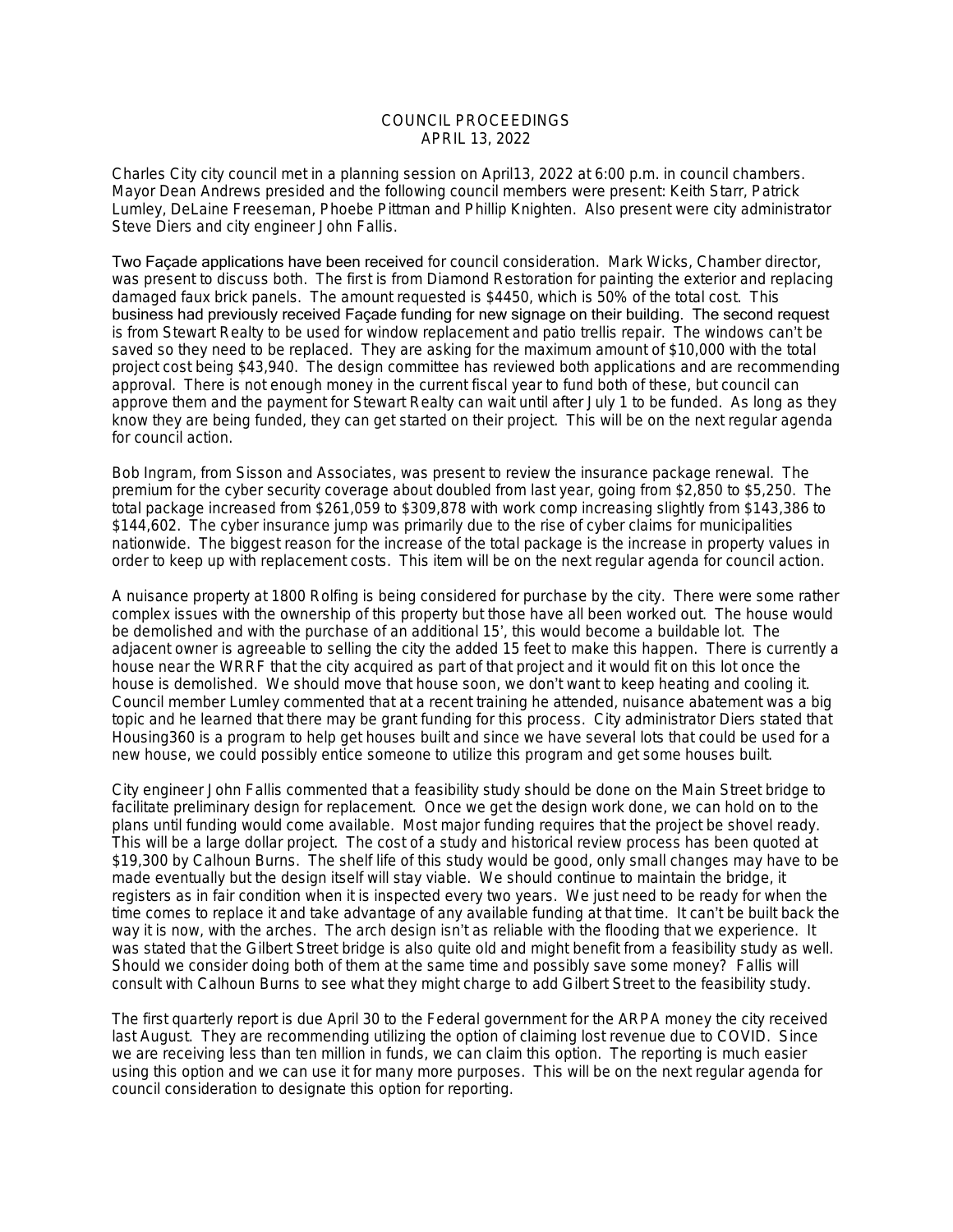# COUNCIL PROCEEDINGS
## APRIL 13, 2022

Charles City city council met in a planning session on April13, 2022 at 6:00 p.m. in council chambers. Mayor Dean Andrews presided and the following council members were present: Keith Starr, Patrick Lumley, DeLaine Freeseman, Phoebe Pittman and Phillip Knighten. Also present were city administrator Steve Diers and city engineer John Fallis.

Two Façade applications have been received for council consideration. Mark Wicks, Chamber director, was present to discuss both. The first is from Diamond Restoration for painting the exterior and replacing damaged faux brick panels. The amount requested is $4450, which is 50% of the total cost. This business had previously received Façade funding for new signage on their building. The second request is from Stewart Realty to be used for window replacement and patio trellis repair. The windows can't be saved so they need to be replaced. They are asking for the maximum amount of $10,000 with the total project cost being $43,940. The design committee has reviewed both applications and are recommending approval. There is not enough money in the current fiscal year to fund both of these, but council can approve them and the payment for Stewart Realty can wait until after July 1 to be funded. As long as they know they are being funded, they can get started on their project. This will be on the next regular agenda for council action.

Bob Ingram, from Sisson and Associates, was present to review the insurance package renewal. The premium for the cyber security coverage about doubled from last year, going from $2,850 to $5,250. The total package increased from $261,059 to $309,878 with work comp increasing slightly from $143,386 to $144,602. The cyber insurance jump was primarily due to the rise of cyber claims for municipalities nationwide. The biggest reason for the increase of the total package is the increase in property values in order to keep up with replacement costs. This item will be on the next regular agenda for council action.

A nuisance property at 1800 Rolfing is being considered for purchase by the city. There were some rather complex issues with the ownership of this property but those have all been worked out. The house would be demolished and with the purchase of an additional 15', this would become a buildable lot. The adjacent owner is agreeable to selling the city the added 15 feet to make this happen. There is currently a house near the WRRF that the city acquired as part of that project and it would fit on this lot once the house is demolished. We should move that house soon, we don't want to keep heating and cooling it. Council member Lumley commented that at a recent training he attended, nuisance abatement was a big topic and he learned that there may be grant funding for this process. City administrator Diers stated that Housing360 is a program to help get houses built and since we have several lots that could be used for a new house, we could possibly entice someone to utilize this program and get some houses built.

City engineer John Fallis commented that a feasibility study should be done on the Main Street bridge to facilitate preliminary design for replacement. Once we get the design work done, we can hold on to the plans until funding would come available. Most major funding requires that the project be shovel ready. This will be a large dollar project. The cost of a study and historical review process has been quoted at $19,300 by Calhoun Burns. The shelf life of this study would be good, only small changes may have to be made eventually but the design itself will stay viable. We should continue to maintain the bridge, it registers as in fair condition when it is inspected every two years. We just need to be ready for when the time comes to replace it and take advantage of any available funding at that time. It can't be built back the way it is now, with the arches. The arch design isn't as reliable with the flooding that we experience. It was stated that the Gilbert Street bridge is also quite old and might benefit from a feasibility study as well. Should we consider doing both of them at the same time and possibly save some money? Fallis will consult with Calhoun Burns to see what they might charge to add Gilbert Street to the feasibility study.

The first quarterly report is due April 30 to the Federal government for the ARPA money the city received last August. They are recommending utilizing the option of claiming lost revenue due to COVID. Since we are receiving less than ten million in funds, we can claim this option. The reporting is much easier using this option and we can use it for many more purposes. This will be on the next regular agenda for council consideration to designate this option for reporting.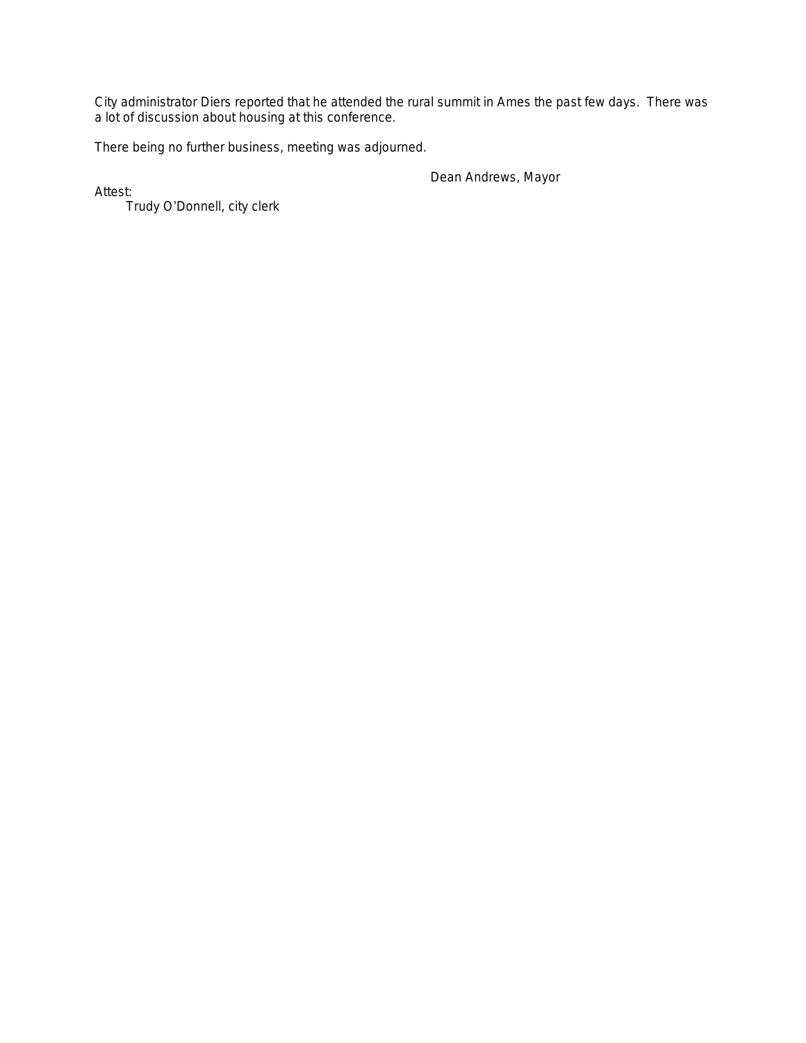City administrator Diers reported that he attended the rural summit in Ames the past few days. There was a lot of discussion about housing at this conference.

There being no further business, meeting was adjourned.

Dean Andrews, Mayor

Attest:
Trudy O'Donnell, city clerk